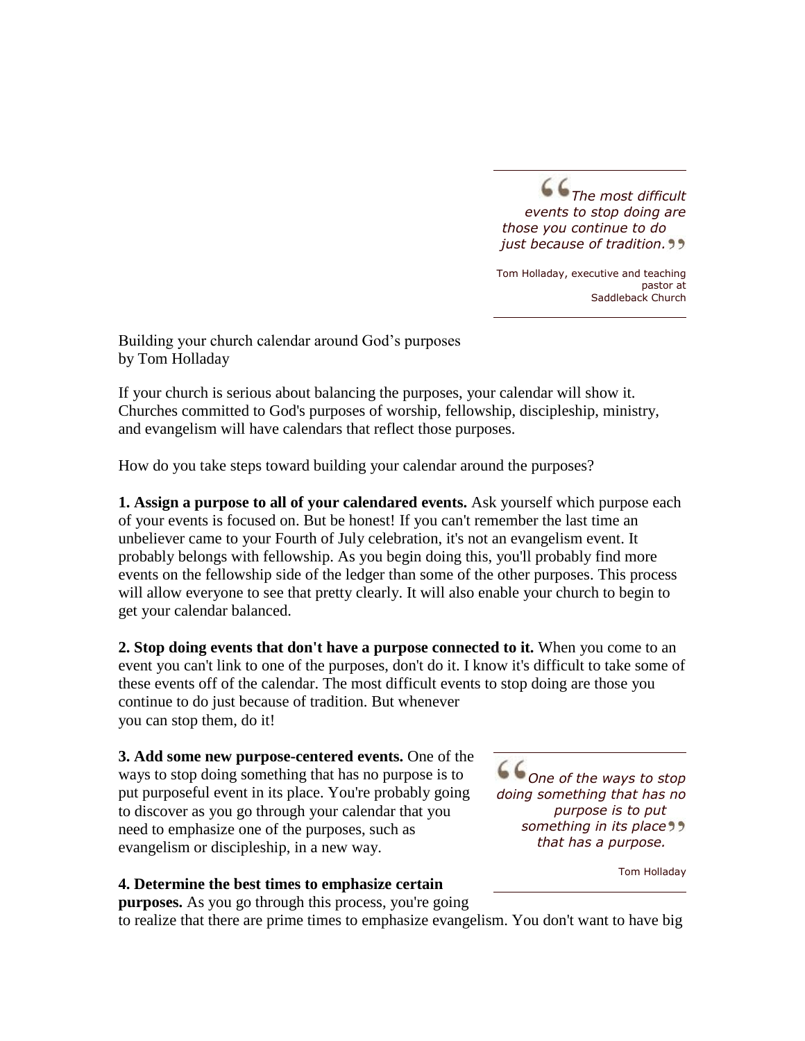> *The most difficult events to stop doing are those you continue to do just because of tradition.*
>
> Tom Holladay, executive and teaching pastor at Saddleback Church

Building your church calendar around God's purposes
by Tom Holladay

If your church is serious about balancing the purposes, your calendar will show it. Churches committed to God's purposes of worship, fellowship, discipleship, ministry, and evangelism will have calendars that reflect those purposes.

How do you take steps toward building your calendar around the purposes?

**1. Assign a purpose to all of your calendared events.** Ask yourself which purpose each of your events is focused on. But be honest! If you can't remember the last time an unbeliever came to your Fourth of July celebration, it's not an evangelism event. It probably belongs with fellowship. As you begin doing this, you'll probably find more events on the fellowship side of the ledger than some of the other purposes. This process will allow everyone to see that pretty clearly. It will also enable your church to begin to get your calendar balanced.

**2. Stop doing events that don't have a purpose connected to it.** When you come to an event you can't link to one of the purposes, don't do it. I know it's difficult to take some of these events off of the calendar. The most difficult events to stop doing are those you continue to do just because of tradition. But whenever you can stop them, do it!

**3. Add some new purpose-centered events.** One of the ways to stop doing something that has no purpose is to put purposeful event in its place. You're probably going to discover as you go through your calendar that you need to emphasize one of the purposes, such as evangelism or discipleship, in a new way.

> *One of the ways to stop doing something that has no purpose is to put something in its place that has a purpose.*
>
> Tom Holladay

**4. Determine the best times to emphasize certain purposes.** As you go through this process, you're going to realize that there are prime times to emphasize evangelism. You don't want to have big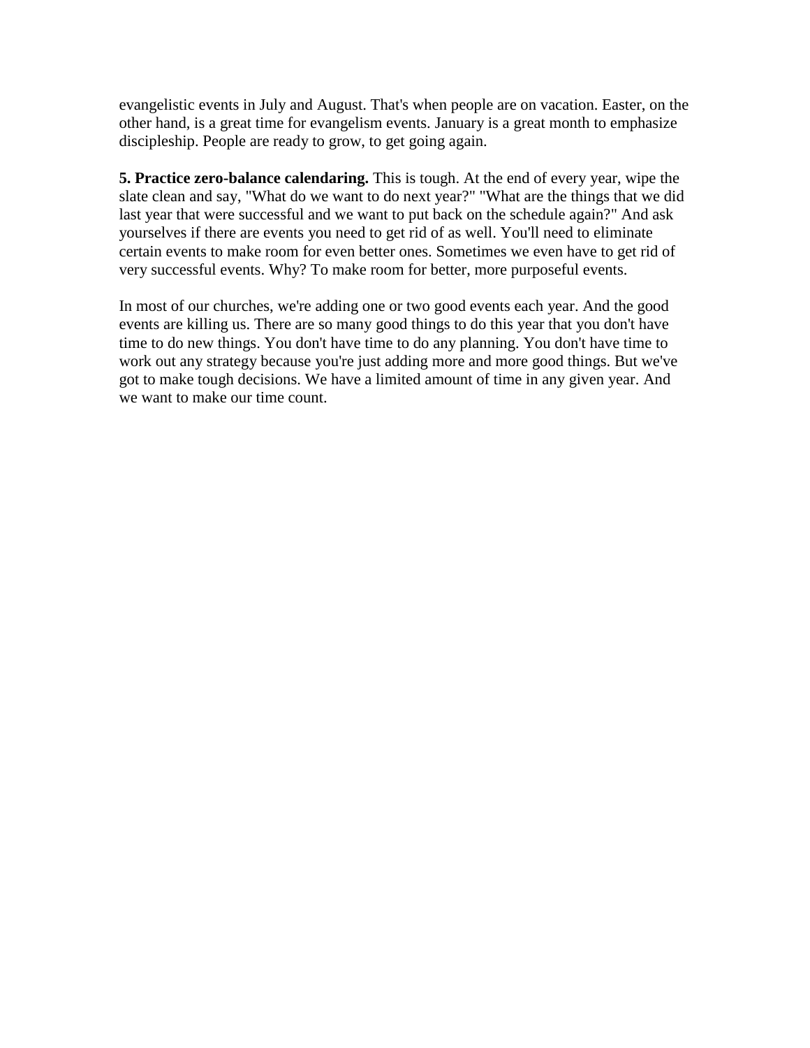evangelistic events in July and August. That's when people are on vacation. Easter, on the other hand, is a great time for evangelism events. January is a great month to emphasize discipleship. People are ready to grow, to get going again.

**5. Practice zero-balance calendaring.** This is tough. At the end of every year, wipe the slate clean and say, "What do we want to do next year?" "What are the things that we did last year that were successful and we want to put back on the schedule again?" And ask yourselves if there are events you need to get rid of as well. You'll need to eliminate certain events to make room for even better ones. Sometimes we even have to get rid of very successful events. Why? To make room for better, more purposeful events.

In most of our churches, we're adding one or two good events each year. And the good events are killing us. There are so many good things to do this year that you don't have time to do new things. You don't have time to do any planning. You don't have time to work out any strategy because you're just adding more and more good things. But we've got to make tough decisions. We have a limited amount of time in any given year. And we want to make our time count.